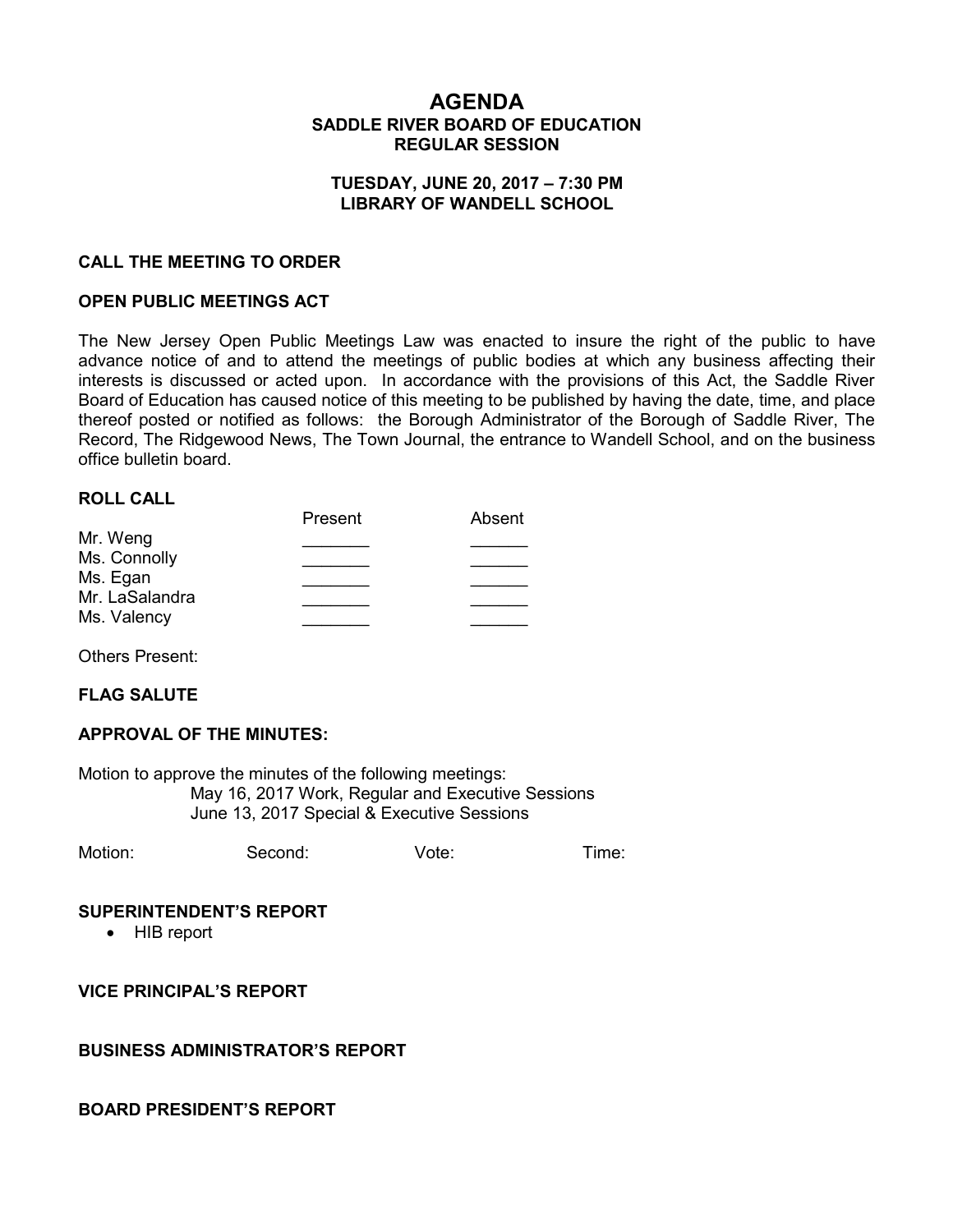# AGENDA

## SADDLE RIVER BOARD OF EDUCATION
## REGULAR SESSION

### TUESDAY, JUNE 20, 2017 – 7:30 PM
### LIBRARY OF WANDELL SCHOOL

**CALL THE MEETING TO ORDER**

**OPEN PUBLIC MEETINGS ACT**

The New Jersey Open Public Meetings Law was enacted to insure the right of the public to have advance notice of and to attend the meetings of public bodies at which any business affecting their interests is discussed or acted upon. In accordance with the provisions of this Act, the Saddle River Board of Education has caused notice of this meeting to be published by having the date, time, and place thereof posted or notified as follows: the Borough Administrator of the Borough of Saddle River, The Record, The Ridgewood News, The Town Journal, the entrance to Wandell School, and on the business office bulletin board.

**ROLL CALL**

| | Present | Absent |
|---|---|---|
| Mr. Weng | _______ | ______ |
| Ms. Connolly | _______ | ______ |
| Ms. Egan | _______ | ______ |
| Mr. LaSalandra | _______ | ______ |
| Ms. Valency | _______ | ______ |

Others Present:

**FLAG SALUTE**

**APPROVAL OF THE MINUTES:**

Motion to approve the minutes of the following meetings:

May 16, 2017 Work, Regular and Executive Sessions
June 13, 2017 Special & Executive Sessions

Motion: Second: Vote: Time:

**SUPERINTENDENT'S REPORT**

- HIB report

**VICE PRINCIPAL'S REPORT**

**BUSINESS ADMINISTRATOR'S REPORT**

**BOARD PRESIDENT'S REPORT**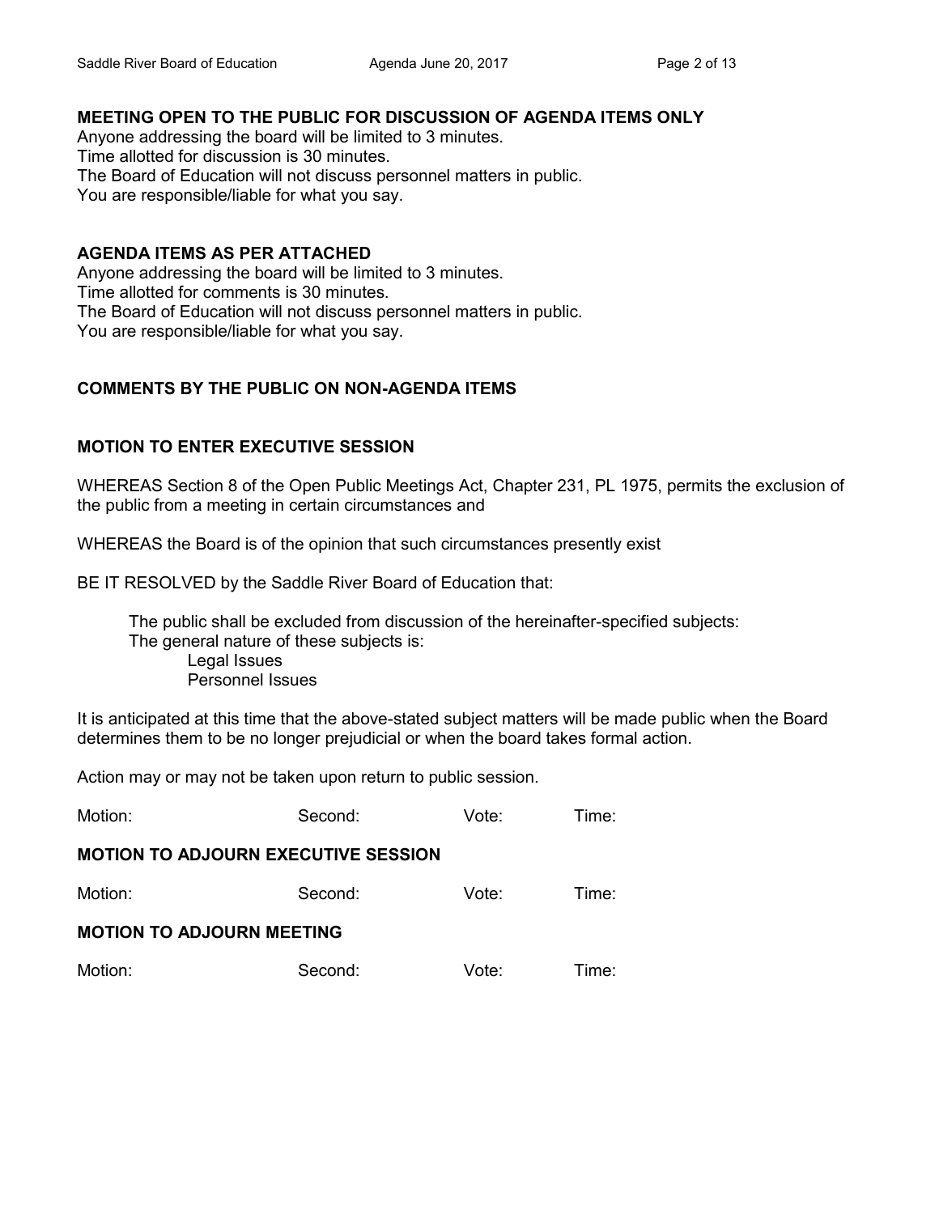## MEETING OPEN TO THE PUBLIC FOR DISCUSSION OF AGENDA ITEMS ONLY

Anyone addressing the board will be limited to 3 minutes.
Time allotted for discussion is 30 minutes.
The Board of Education will not discuss personnel matters in public.
You are responsible/liable for what you say.

## AGENDA ITEMS AS PER ATTACHED

Anyone addressing the board will be limited to 3 minutes.
Time allotted for comments is 30 minutes.
The Board of Education will not discuss personnel matters in public.
You are responsible/liable for what you say.

## COMMENTS BY THE PUBLIC ON NON-AGENDA ITEMS

## MOTION TO ENTER EXECUTIVE SESSION

WHEREAS Section 8 of the Open Public Meetings Act, Chapter 231, PL 1975, permits the exclusion of the public from a meeting in certain circumstances and

WHEREAS the Board is of the opinion that such circumstances presently exist

BE IT RESOLVED by the Saddle River Board of Education that:

> The public shall be excluded from discussion of the hereinafter-specified subjects:
> The general nature of these subjects is:
> - Legal Issues
> - Personnel Issues

It is anticipated at this time that the above-stated subject matters will be made public when the Board determines them to be no longer prejudicial or when the board takes formal action.

Action may or may not be taken upon return to public session.

Motion: Second: Vote: Time:

## MOTION TO ADJOURN EXECUTIVE SESSION

Motion: Second: Vote: Time:

## MOTION TO ADJOURN MEETING

Motion: Second: Vote: Time: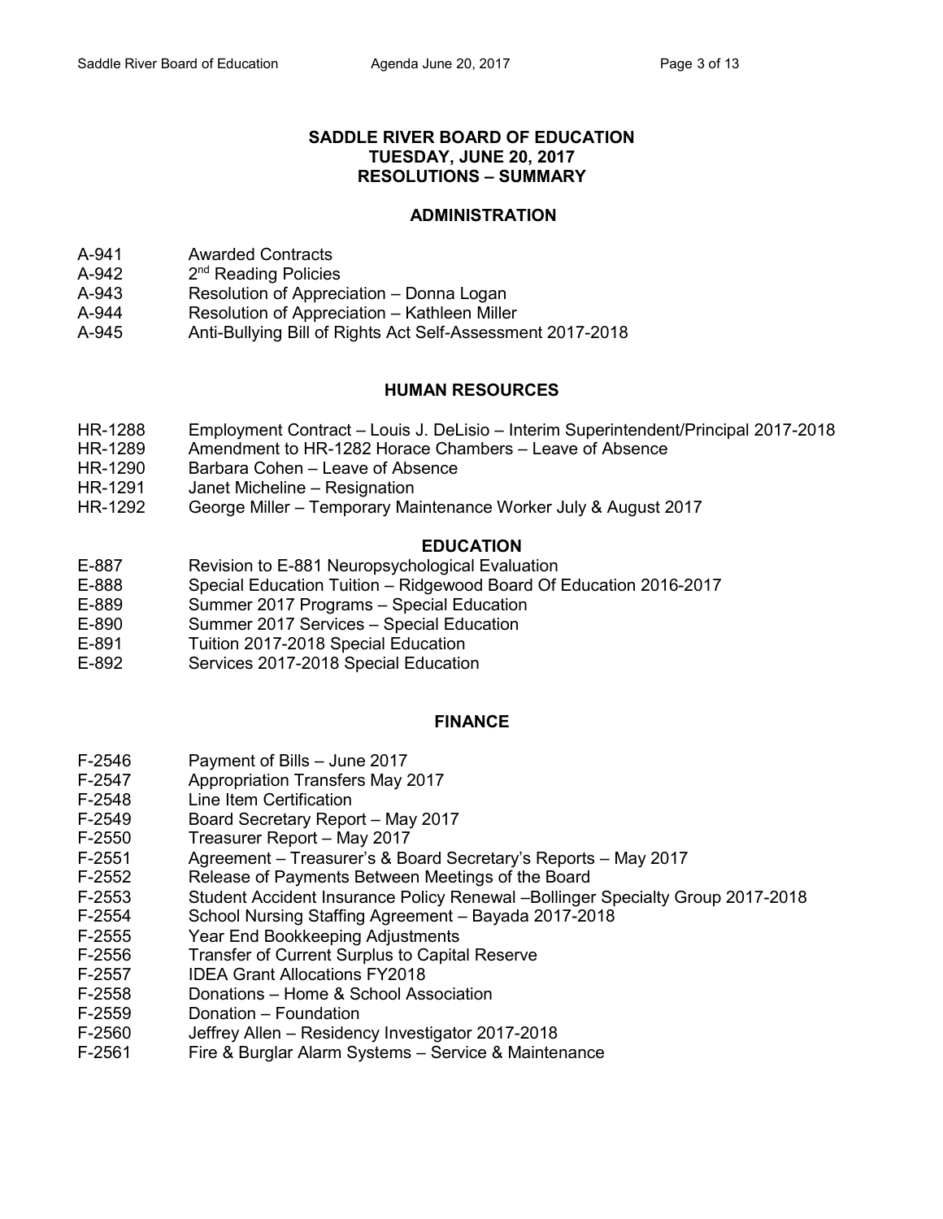# SADDLE RIVER BOARD OF EDUCATION
# TUESDAY, JUNE 20, 2017
# RESOLUTIONS – SUMMARY

## ADMINISTRATION

A-941 Awarded Contracts
A-942 2nd Reading Policies
A-943 Resolution of Appreciation – Donna Logan
A-944 Resolution of Appreciation – Kathleen Miller
A-945 Anti-Bullying Bill of Rights Act Self-Assessment 2017-2018

## HUMAN RESOURCES

HR-1288 Employment Contract – Louis J. DeLisio – Interim Superintendent/Principal 2017-2018
HR-1289 Amendment to HR-1282 Horace Chambers – Leave of Absence
HR-1290 Barbara Cohen – Leave of Absence
HR-1291 Janet Micheline – Resignation
HR-1292 George Miller – Temporary Maintenance Worker July & August 2017

## EDUCATION

E-887 Revision to E-881 Neuropsychological Evaluation
E-888 Special Education Tuition – Ridgewood Board Of Education 2016-2017
E-889 Summer 2017 Programs – Special Education
E-890 Summer 2017 Services – Special Education
E-891 Tuition 2017-2018 Special Education
E-892 Services 2017-2018 Special Education

## FINANCE

F-2546 Payment of Bills – June 2017
F-2547 Appropriation Transfers May 2017
F-2548 Line Item Certification
F-2549 Board Secretary Report – May 2017
F-2550 Treasurer Report – May 2017
F-2551 Agreement – Treasurer's & Board Secretary's Reports – May 2017
F-2552 Release of Payments Between Meetings of the Board
F-2553 Student Accident Insurance Policy Renewal –Bollinger Specialty Group 2017-2018
F-2554 School Nursing Staffing Agreement – Bayada 2017-2018
F-2555 Year End Bookkeeping Adjustments
F-2556 Transfer of Current Surplus to Capital Reserve
F-2557 IDEA Grant Allocations FY2018
F-2558 Donations – Home & School Association
F-2559 Donation – Foundation
F-2560 Jeffrey Allen – Residency Investigator 2017-2018
F-2561 Fire & Burglar Alarm Systems – Service & Maintenance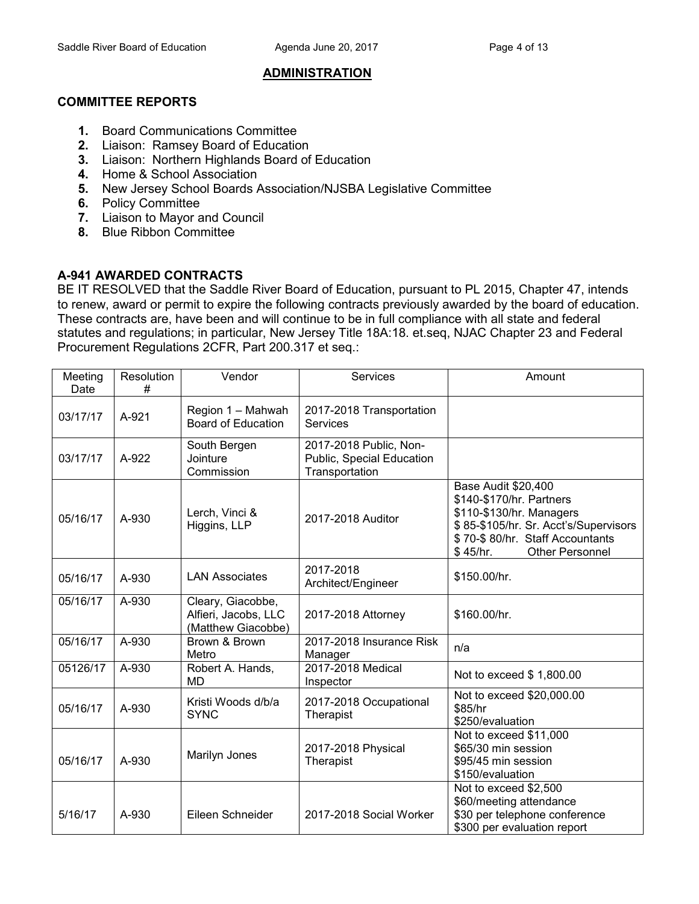## ADMINISTRATION

### COMMITTEE REPORTS

1. Board Communications Committee
2. Liaison: Ramsey Board of Education
3. Liaison: Northern Highlands Board of Education
4. Home & School Association
5. New Jersey School Boards Association/NJSBA Legislative Committee
6. Policy Committee
7. Liaison to Mayor and Council
8. Blue Ribbon Committee

### A-941 AWARDED CONTRACTS

BE IT RESOLVED that the Saddle River Board of Education, pursuant to PL 2015, Chapter 47, intends to renew, award or permit to expire the following contracts previously awarded by the board of education. These contracts are, have been and will continue to be in full compliance with all state and federal statutes and regulations; in particular, New Jersey Title 18A:18. et.seq, NJAC Chapter 23 and Federal Procurement Regulations 2CFR, Part 200.317 et seq.:

| Meeting Date | Resolution # | Vendor | Services | Amount |
|---|---|---|---|---|
| 03/17/17 | A-921 | Region 1 – Mahwah Board of Education | 2017-2018 Transportation Services | |
| 03/17/17 | A-922 | South Bergen Jointure Commission | 2017-2018 Public, Non-Public, Special Education Transportation | |
| 05/16/17 | A-930 | Lerch, Vinci & Higgins, LLP | 2017-2018 Auditor | Base Audit $20,400<br>$140-$170/hr. Partners<br>$110-$130/hr. Managers<br>$ 85-$105/hr. Sr. Acct's/Supervisors<br>$ 70-$ 80/hr. Staff Accountants<br>$ 45/hr. Other Personnel |
| 05/16/17 | A-930 | LAN Associates | 2017-2018 Architect/Engineer | $150.00/hr. |
| 05/16/17 | A-930 | Cleary, Giacobbe, Alfieri, Jacobs, LLC (Matthew Giacobbe) | 2017-2018 Attorney | $160.00/hr. |
| 05/16/17 | A-930 | Brown & Brown Metro | 2017-2018 Insurance Risk Manager | n/a |
| 05126/17 | A-930 | Robert A. Hands, MD | 2017-2018 Medical Inspector | Not to exceed $ 1,800.00 |
| 05/16/17 | A-930 | Kristi Woods d/b/a SYNC | 2017-2018 Occupational Therapist | Not to exceed $20,000.00<br>$85/hr<br>$250/evaluation |
| 05/16/17 | A-930 | Marilyn Jones | 2017-2018 Physical Therapist | Not to exceed $11,000<br>$65/30 min session<br>$95/45 min session<br>$150/evaluation |
| 5/16/17 | A-930 | Eileen Schneider | 2017-2018 Social Worker | Not to exceed $2,500<br>$60/meeting attendance<br>$30 per telephone conference<br>$300 per evaluation report |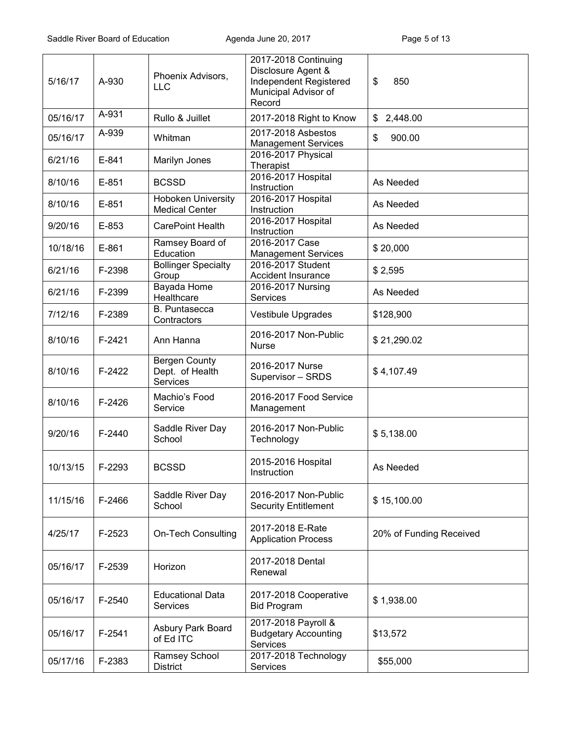| | | | | |
|---|---|---|---|---|
| 5/16/17 | A-930 | Phoenix Advisors, LLC | 2017-2018 Continuing Disclosure Agent & Independent Registered Municipal Advisor of Record | $ 850 |
| 05/16/17 | A-931 | Rullo & Juillet | 2017-2018 Right to Know | $ 2,448.00 |
| 05/16/17 | A-939 | Whitman | 2017-2018 Asbestos Management Services | $ 900.00 |
| 6/21/16 | E-841 | Marilyn Jones | 2016-2017 Physical Therapist | |
| 8/10/16 | E-851 | BCSSD | 2016-2017 Hospital Instruction | As Needed |
| 8/10/16 | E-851 | Hoboken University Medical Center | 2016-2017 Hospital Instruction | As Needed |
| 9/20/16 | E-853 | CarePoint Health | 2016-2017 Hospital Instruction | As Needed |
| 10/18/16 | E-861 | Ramsey Board of Education | 2016-2017 Case Management Services | $ 20,000 |
| 6/21/16 | F-2398 | Bollinger Specialty Group | 2016-2017 Student Accident Insurance | $ 2,595 |
| 6/21/16 | F-2399 | Bayada Home Healthcare | 2016-2017 Nursing Services | As Needed |
| 7/12/16 | F-2389 | B. Puntasecca Contractors | Vestibule Upgrades | $128,900 |
| 8/10/16 | F-2421 | Ann Hanna | 2016-2017 Non-Public Nurse | $ 21,290.02 |
| 8/10/16 | F-2422 | Bergen County Dept. of Health Services | 2016-2017 Nurse Supervisor – SRDS | $ 4,107.49 |
| 8/10/16 | F-2426 | Machio's Food Service | 2016-2017 Food Service Management | |
| 9/20/16 | F-2440 | Saddle River Day School | 2016-2017 Non-Public Technology | $ 5,138.00 |
| 10/13/15 | F-2293 | BCSSD | 2015-2016 Hospital Instruction | As Needed |
| 11/15/16 | F-2466 | Saddle River Day School | 2016-2017 Non-Public Security Entitlement | $ 15,100.00 |
| 4/25/17 | F-2523 | On-Tech Consulting | 2017-2018 E-Rate Application Process | 20% of Funding Received |
| 05/16/17 | F-2539 | Horizon | 2017-2018 Dental Renewal | |
| 05/16/17 | F-2540 | Educational Data Services | 2017-2018 Cooperative Bid Program | $ 1,938.00 |
| 05/16/17 | F-2541 | Asbury Park Board of Ed ITC | 2017-2018 Payroll & Budgetary Accounting Services | $13,572 |
| 05/17/16 | F-2383 | Ramsey School District | 2017-2018 Technology Services | $55,000 |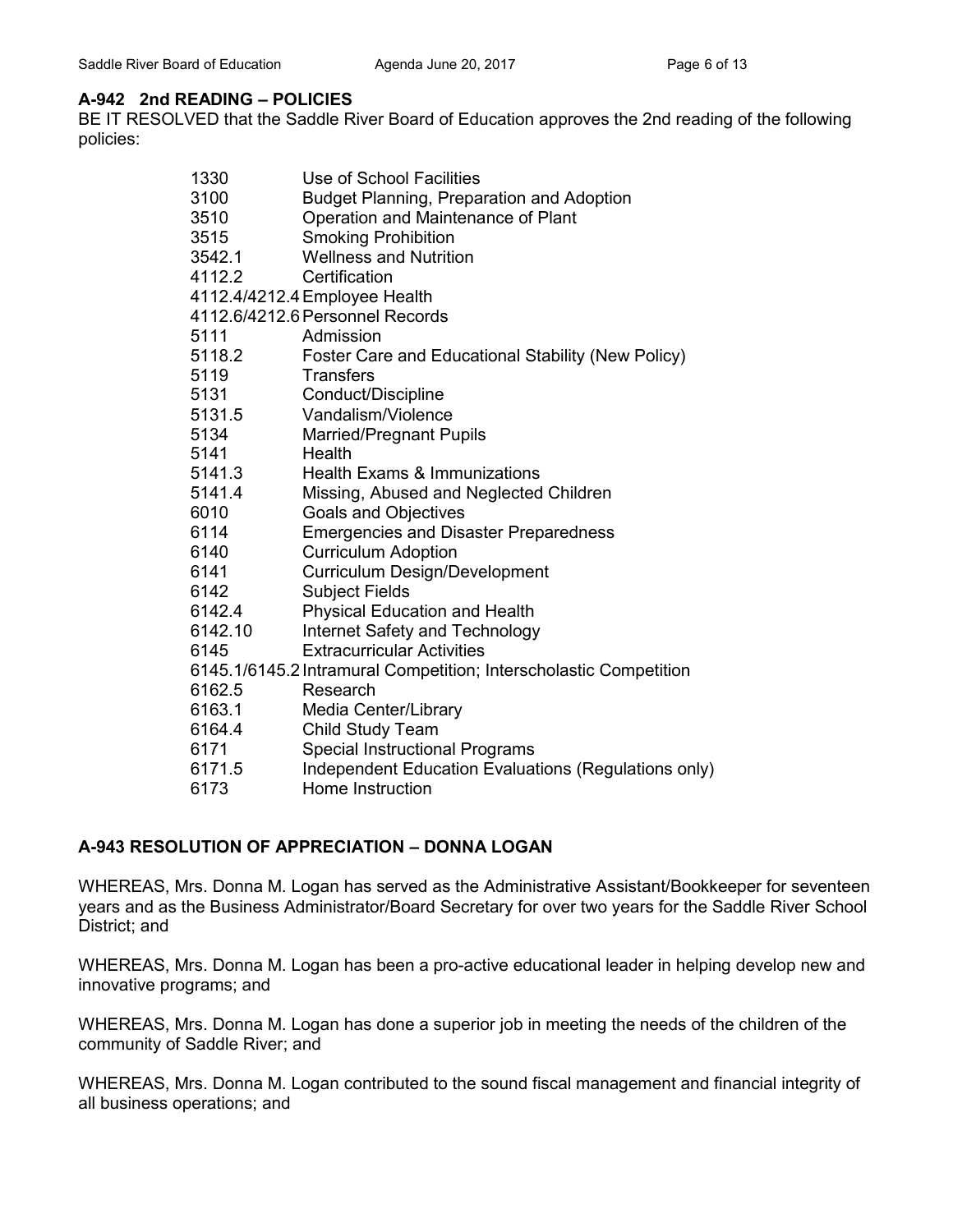### A-942 2nd READING – POLICIES

BE IT RESOLVED that the Saddle River Board of Education approves the 2nd reading of the following policies:

| | |
|---|---|
| 1330 | Use of School Facilities |
| 3100 | Budget Planning, Preparation and Adoption |
| 3510 | Operation and Maintenance of Plant |
| 3515 | Smoking Prohibition |
| 3542.1 | Wellness and Nutrition |
| 4112.2 | Certification |
| 4112.4/4212.4 | Employee Health |
| 4112.6/4212.6 | Personnel Records |
| 5111 | Admission |
| 5118.2 | Foster Care and Educational Stability (New Policy) |
| 5119 | Transfers |
| 5131 | Conduct/Discipline |
| 5131.5 | Vandalism/Violence |
| 5134 | Married/Pregnant Pupils |
| 5141 | Health |
| 5141.3 | Health Exams & Immunizations |
| 5141.4 | Missing, Abused and Neglected Children |
| 6010 | Goals and Objectives |
| 6114 | Emergencies and Disaster Preparedness |
| 6140 | Curriculum Adoption |
| 6141 | Curriculum Design/Development |
| 6142 | Subject Fields |
| 6142.4 | Physical Education and Health |
| 6142.10 | Internet Safety and Technology |
| 6145 | Extracurricular Activities |
| 6145.1/6145.2 | Intramural Competition; Interscholastic Competition |
| 6162.5 | Research |
| 6163.1 | Media Center/Library |
| 6164.4 | Child Study Team |
| 6171 | Special Instructional Programs |
| 6171.5 | Independent Education Evaluations (Regulations only) |
| 6173 | Home Instruction |

### A-943 RESOLUTION OF APPRECIATION – DONNA LOGAN

WHEREAS, Mrs. Donna M. Logan has served as the Administrative Assistant/Bookkeeper for seventeen years and as the Business Administrator/Board Secretary for over two years for the Saddle River School District; and

WHEREAS, Mrs. Donna M. Logan has been a pro-active educational leader in helping develop new and innovative programs; and

WHEREAS, Mrs. Donna M. Logan has done a superior job in meeting the needs of the children of the community of Saddle River; and

WHEREAS, Mrs. Donna M. Logan contributed to the sound fiscal management and financial integrity of all business operations; and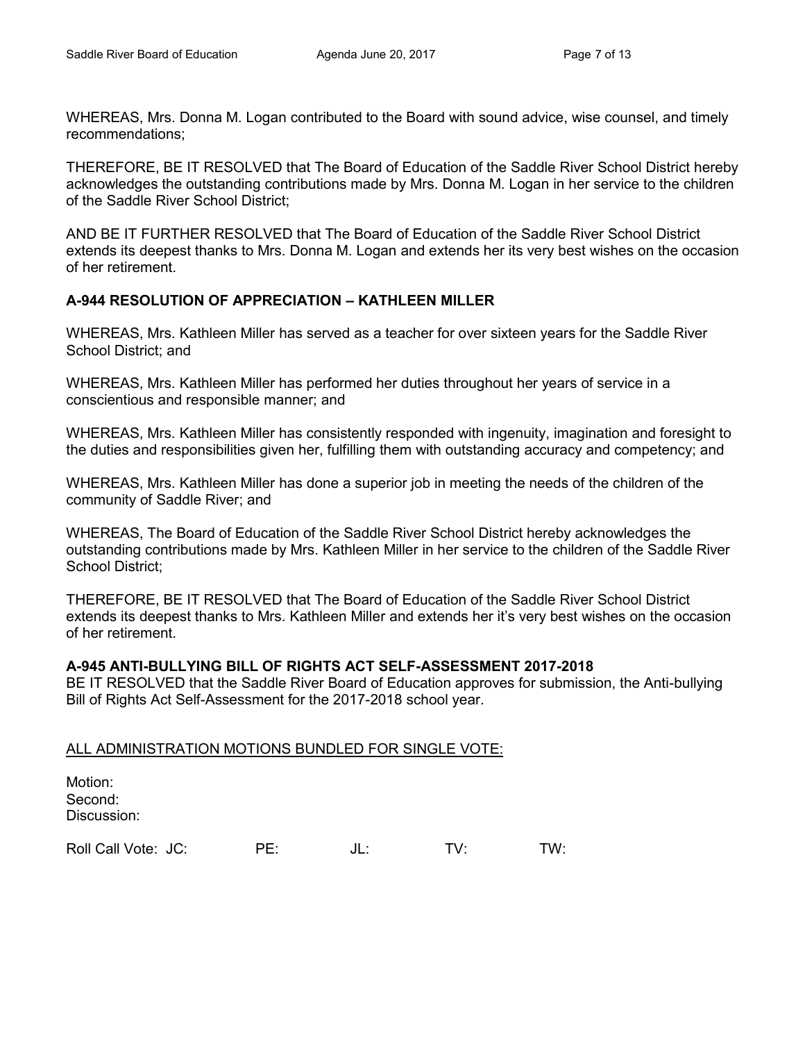WHEREAS, Mrs. Donna M. Logan contributed to the Board with sound advice, wise counsel, and timely recommendations;

THEREFORE, BE IT RESOLVED that The Board of Education of the Saddle River School District hereby acknowledges the outstanding contributions made by Mrs. Donna M. Logan in her service to the children of the Saddle River School District;

AND BE IT FURTHER RESOLVED that The Board of Education of the Saddle River School District extends its deepest thanks to Mrs. Donna M. Logan and extends her its very best wishes on the occasion of her retirement.

**A-944 RESOLUTION OF APPRECIATION – KATHLEEN MILLER**

WHEREAS, Mrs. Kathleen Miller has served as a teacher for over sixteen years for the Saddle River School District; and

WHEREAS, Mrs. Kathleen Miller has performed her duties throughout her years of service in a conscientious and responsible manner; and

WHEREAS, Mrs. Kathleen Miller has consistently responded with ingenuity, imagination and foresight to the duties and responsibilities given her, fulfilling them with outstanding accuracy and competency; and

WHEREAS, Mrs. Kathleen Miller has done a superior job in meeting the needs of the children of the community of Saddle River; and

WHEREAS, The Board of Education of the Saddle River School District hereby acknowledges the outstanding contributions made by Mrs. Kathleen Miller in her service to the children of the Saddle River School District;

THEREFORE, BE IT RESOLVED that The Board of Education of the Saddle River School District extends its deepest thanks to Mrs. Kathleen Miller and extends her it's very best wishes on the occasion of her retirement.

**A-945 ANTI-BULLYING BILL OF RIGHTS ACT SELF-ASSESSMENT 2017-2018**

BE IT RESOLVED that the Saddle River Board of Education approves for submission, the Anti-bullying Bill of Rights Act Self-Assessment for the 2017-2018 school year.

<u>ALL ADMINISTRATION MOTIONS BUNDLED FOR SINGLE VOTE:</u>

Motion:
Second:
Discussion:

Roll Call Vote: JC: PE: JL: TV: TW: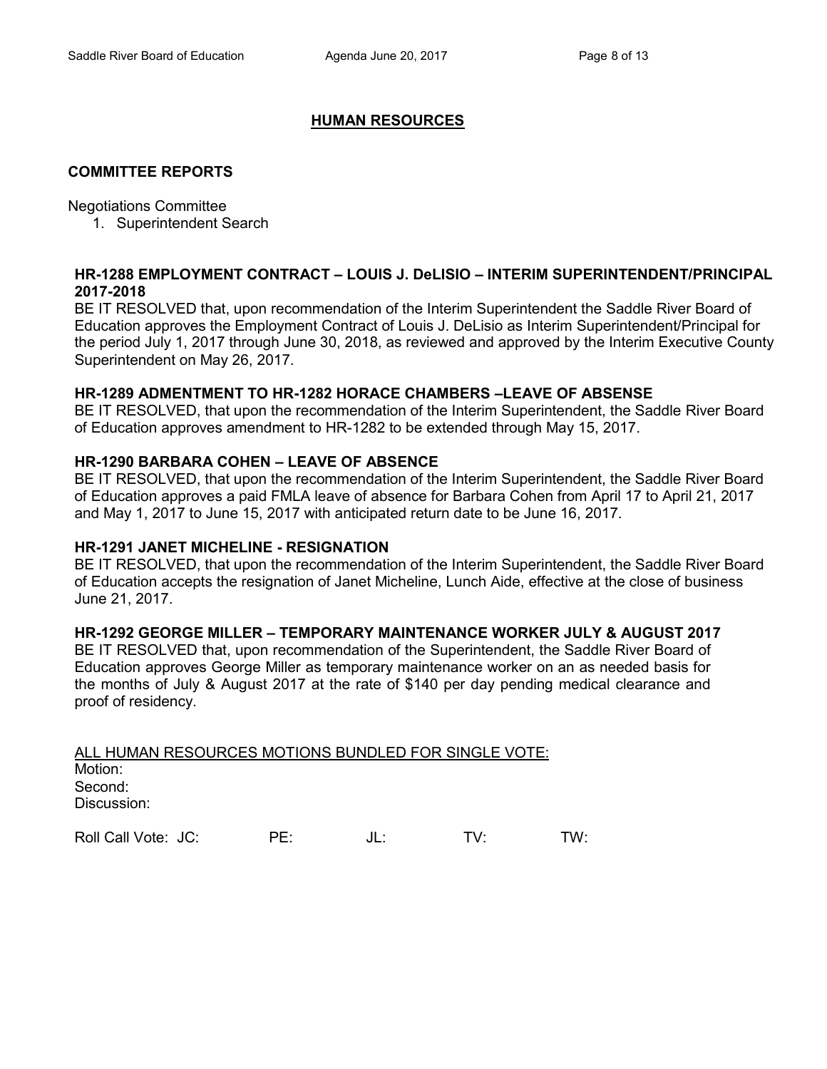## HUMAN RESOURCES

### COMMITTEE REPORTS

Negotiations Committee

1. Superintendent Search

**HR-1288 EMPLOYMENT CONTRACT – LOUIS J. DeLISIO – INTERIM SUPERINTENDENT/PRINCIPAL 2017-2018**

BE IT RESOLVED that, upon recommendation of the Interim Superintendent the Saddle River Board of Education approves the Employment Contract of Louis J. DeLisio as Interim Superintendent/Principal for the period July 1, 2017 through June 30, 2018, as reviewed and approved by the Interim Executive County Superintendent on May 26, 2017.

**HR-1289 ADMENTMENT TO HR-1282 HORACE CHAMBERS –LEAVE OF ABSENSE**

BE IT RESOLVED, that upon the recommendation of the Interim Superintendent, the Saddle River Board of Education approves amendment to HR-1282 to be extended through May 15, 2017.

**HR-1290 BARBARA COHEN – LEAVE OF ABSENCE**

BE IT RESOLVED, that upon the recommendation of the Interim Superintendent, the Saddle River Board of Education approves a paid FMLA leave of absence for Barbara Cohen from April 17 to April 21, 2017 and May 1, 2017 to June 15, 2017 with anticipated return date to be June 16, 2017.

**HR-1291 JANET MICHELINE - RESIGNATION**

BE IT RESOLVED, that upon the recommendation of the Interim Superintendent, the Saddle River Board of Education accepts the resignation of Janet Micheline, Lunch Aide, effective at the close of business June 21, 2017.

**HR-1292 GEORGE MILLER – TEMPORARY MAINTENANCE WORKER JULY & AUGUST 2017**

BE IT RESOLVED that, upon recommendation of the Superintendent, the Saddle River Board of Education approves George Miller as temporary maintenance worker on an as needed basis for the months of July & August 2017 at the rate of $140 per day pending medical clearance and proof of residency.

ALL HUMAN RESOURCES MOTIONS BUNDLED FOR SINGLE VOTE:

Motion:
Second:
Discussion:

Roll Call Vote: JC: PE: JL: TV: TW: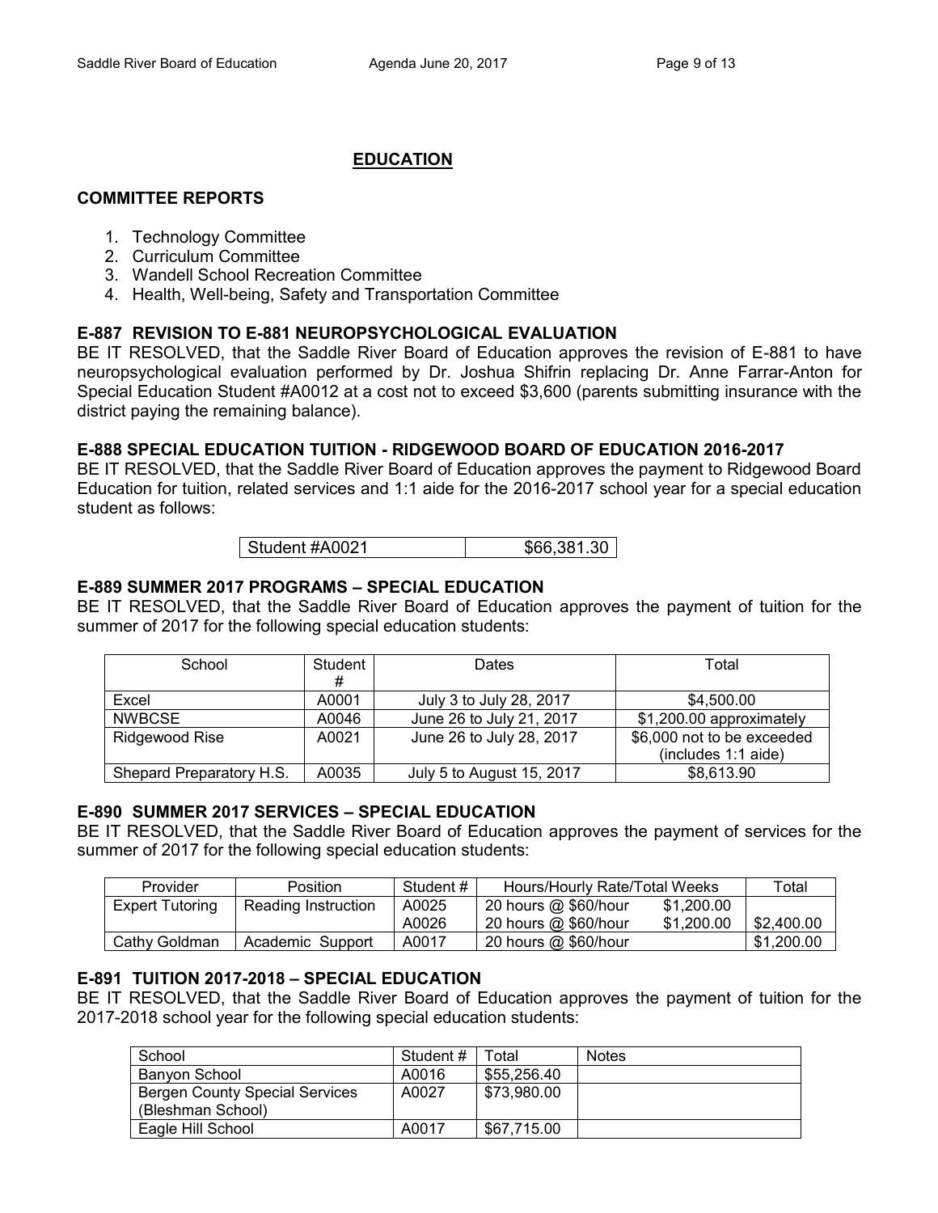## EDUCATION

### COMMITTEE REPORTS

1. Technology Committee
2. Curriculum Committee
3. Wandell School Recreation Committee
4. Health, Well-being, Safety and Transportation Committee

### E-887 REVISION TO E-881 NEUROPSYCHOLOGICAL EVALUATION

BE IT RESOLVED, that the Saddle River Board of Education approves the revision of E-881 to have neuropsychological evaluation performed by Dr. Joshua Shifrin replacing Dr. Anne Farrar-Anton for Special Education Student #A0012 at a cost not to exceed $3,600 (parents submitting insurance with the district paying the remaining balance).

### E-888 SPECIAL EDUCATION TUITION - RIDGEWOOD BOARD OF EDUCATION 2016-2017

BE IT RESOLVED, that the Saddle River Board of Education approves the payment to Ridgewood Board Education for tuition, related services and 1:1 aide for the 2016-2017 school year for a special education student as follows:

| Student #A0021 | $66,381.30 |
|---|---|

### E-889 SUMMER 2017 PROGRAMS – SPECIAL EDUCATION

BE IT RESOLVED, that the Saddle River Board of Education approves the payment of tuition for the summer of 2017 for the following special education students:

| School | Student # | Dates | Total |
|---|---|---|---|
| Excel | A0001 | July 3 to July 28, 2017 | $4,500.00 |
| NWBCSE | A0046 | June 26 to July 21, 2017 | $1,200.00 approximately |
| Ridgewood Rise | A0021 | June 26 to July 28, 2017 | $6,000 not to be exceeded (includes 1:1 aide) |
| Shepard Preparatory H.S. | A0035 | July 5 to August 15, 2017 | $8,613.90 |

### E-890 SUMMER 2017 SERVICES – SPECIAL EDUCATION

BE IT RESOLVED, that the Saddle River Board of Education approves the payment of services for the summer of 2017 for the following special education students:

| Provider | Position | Student # | Hours/Hourly Rate/Total Weeks | | Total |
|---|---|---|---|---|---|
| Expert Tutoring | Reading Instruction | A0025 | 20 hours @ $60/hour | $1,200.00 | |
| | | A0026 | 20 hours @ $60/hour | $1,200.00 | $2,400.00 |
| Cathy Goldman | Academic Support | A0017 | 20 hours @ $60/hour | | $1,200.00 |

### E-891 TUITION 2017-2018 – SPECIAL EDUCATION

BE IT RESOLVED, that the Saddle River Board of Education approves the payment of tuition for the 2017-2018 school year for the following special education students:

| School | Student # | Total | Notes |
|---|---|---|---|
| Banyon School | A0016 | $55,256.40 | |
| Bergen County Special Services (Bleshman School) | A0027 | $73,980.00 | |
| Eagle Hill School | A0017 | $67,715.00 | |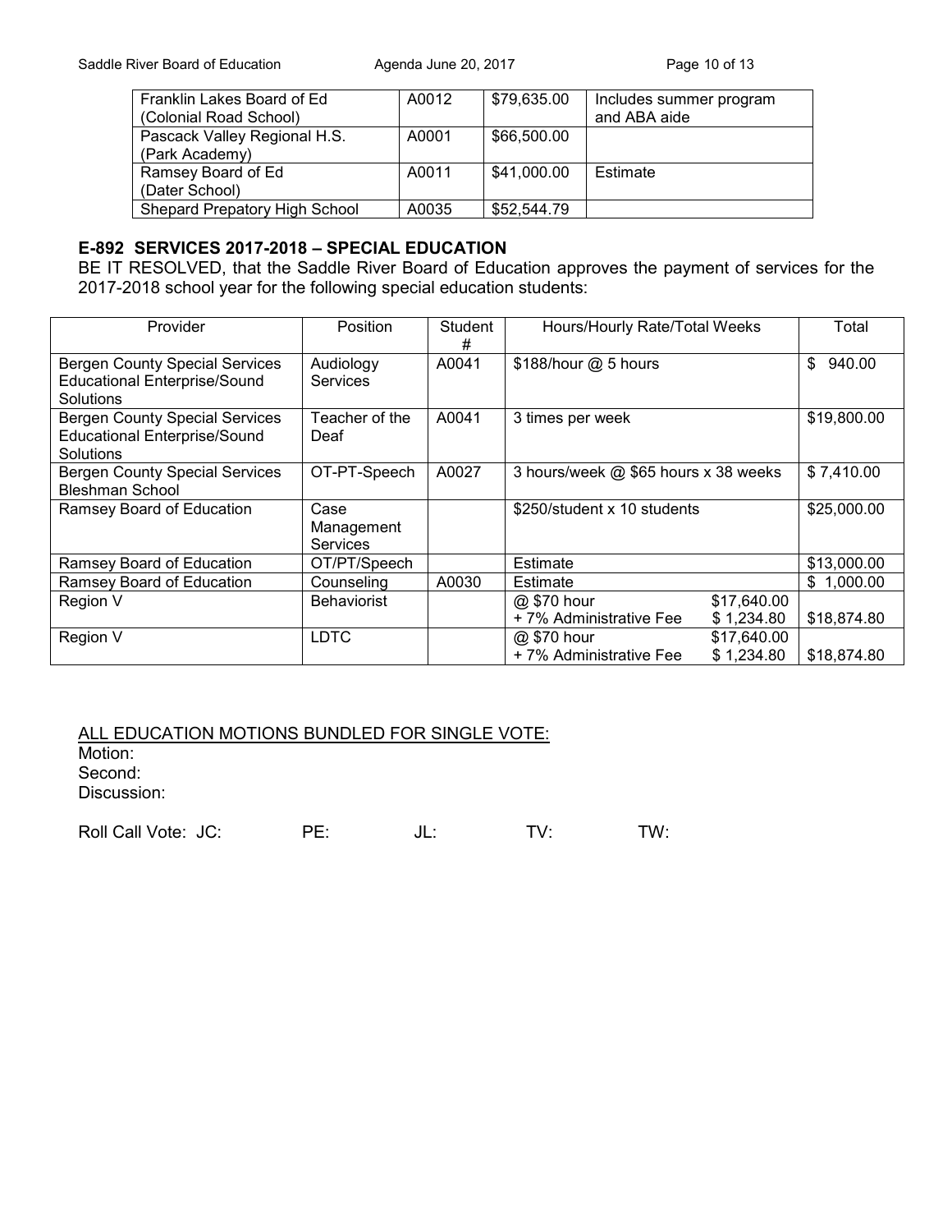| Franklin Lakes Board of Ed (Colonial Road School) | A0012 | $79,635.00 | Includes summer program and ABA aide |
|---|---|---|---|
| Pascack Valley Regional H.S. (Park Academy) | A0001 | $66,500.00 | |
| Ramsey Board of Ed (Dater School) | A0011 | $41,000.00 | Estimate |
| Shepard Prepatory High School | A0035 | $52,544.79 | |

**E-892 SERVICES 2017-2018 – SPECIAL EDUCATION**

BE IT RESOLVED, that the Saddle River Board of Education approves the payment of services for the 2017-2018 school year for the following special education students:

| Provider | Position | Student # | Hours/Hourly Rate/Total Weeks | | Total |
|---|---|---|---|---|---|
| Bergen County Special Services Educational Enterprise/Sound Solutions | Audiology Services | A0041 | $188/hour @ 5 hours | | $ 940.00 |
| Bergen County Special Services Educational Enterprise/Sound Solutions | Teacher of the Deaf | A0041 | 3 times per week | | $19,800.00 |
| Bergen County Special Services Bleshman School | OT-PT-Speech | A0027 | 3 hours/week @ $65 hours x 38 weeks | | $ 7,410.00 |
| Ramsey Board of Education | Case Management Services | | $250/student x 10 students | | $25,000.00 |
| Ramsey Board of Education | OT/PT/Speech | | Estimate | | $13,000.00 |
| Ramsey Board of Education | Counseling | A0030 | Estimate | | $ 1,000.00 |
| Region V | Behaviorist | | @ $70 hour<br>+ 7% Administrative Fee | $17,640.00<br>$ 1,234.80 | $18,874.80 |
| Region V | LDTC | | @ $70 hour<br>+ 7% Administrative Fee | $17,640.00<br>$ 1,234.80 | $18,874.80 |

ALL EDUCATION MOTIONS BUNDLED FOR SINGLE VOTE:

Motion:
Second:
Discussion:

Roll Call Vote: JC: PE: JL: TV: TW: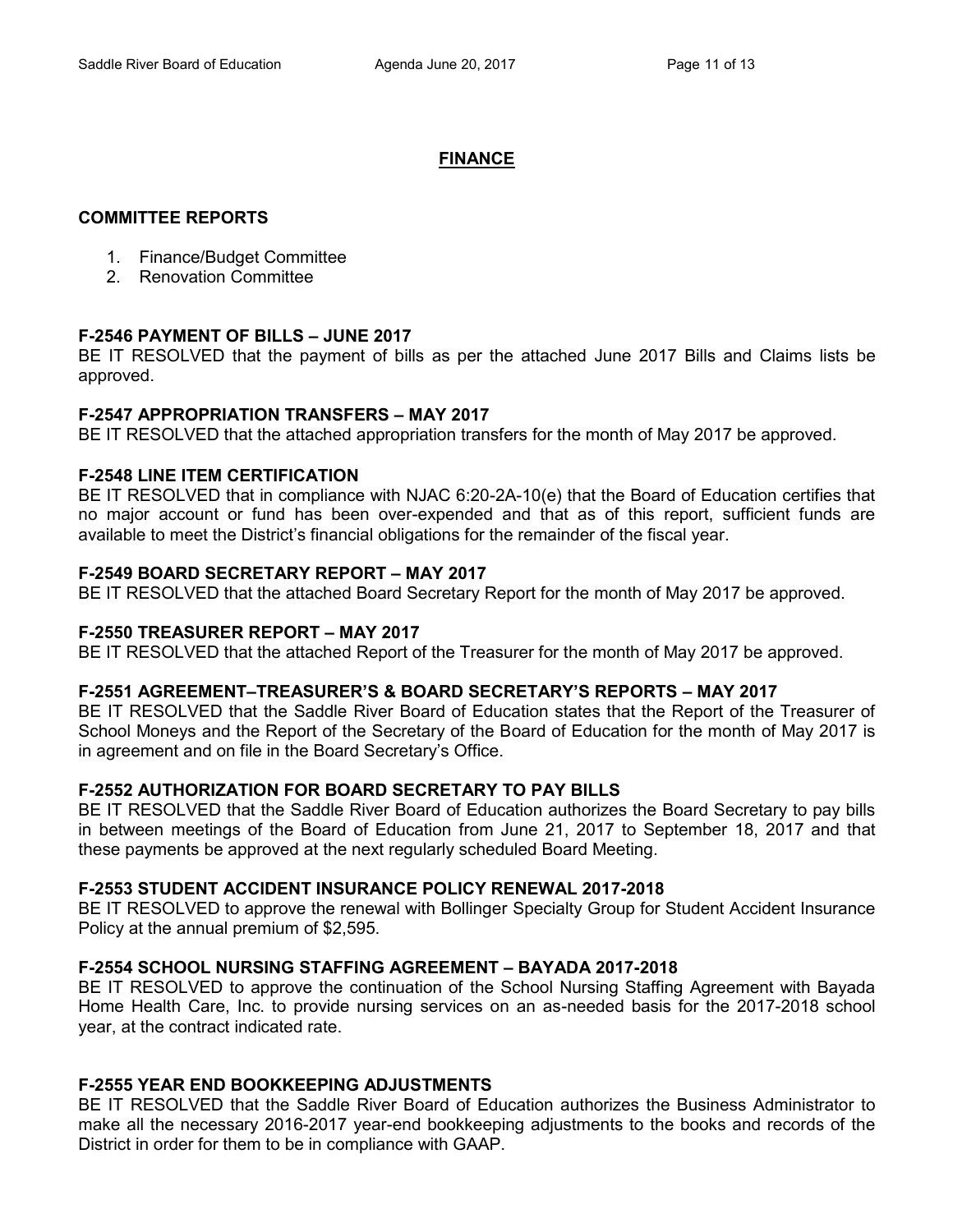## FINANCE

### COMMITTEE REPORTS

1. Finance/Budget Committee
2. Renovation Committee

### F-2546 PAYMENT OF BILLS – JUNE 2017

BE IT RESOLVED that the payment of bills as per the attached June 2017 Bills and Claims lists be approved.

### F-2547 APPROPRIATION TRANSFERS – MAY 2017

BE IT RESOLVED that the attached appropriation transfers for the month of May 2017 be approved.

### F-2548 LINE ITEM CERTIFICATION

BE IT RESOLVED that in compliance with NJAC 6:20-2A-10(e) that the Board of Education certifies that no major account or fund has been over-expended and that as of this report, sufficient funds are available to meet the District's financial obligations for the remainder of the fiscal year.

### F-2549 BOARD SECRETARY REPORT – MAY 2017

BE IT RESOLVED that the attached Board Secretary Report for the month of May 2017 be approved.

### F-2550 TREASURER REPORT – MAY 2017

BE IT RESOLVED that the attached Report of the Treasurer for the month of May 2017 be approved.

### F-2551 AGREEMENT–TREASURER'S & BOARD SECRETARY'S REPORTS – MAY 2017

BE IT RESOLVED that the Saddle River Board of Education states that the Report of the Treasurer of School Moneys and the Report of the Secretary of the Board of Education for the month of May 2017 is in agreement and on file in the Board Secretary's Office.

### F-2552 AUTHORIZATION FOR BOARD SECRETARY TO PAY BILLS

BE IT RESOLVED that the Saddle River Board of Education authorizes the Board Secretary to pay bills in between meetings of the Board of Education from June 21, 2017 to September 18, 2017 and that these payments be approved at the next regularly scheduled Board Meeting.

### F-2553 STUDENT ACCIDENT INSURANCE POLICY RENEWAL 2017-2018

BE IT RESOLVED to approve the renewal with Bollinger Specialty Group for Student Accident Insurance Policy at the annual premium of $2,595.

### F-2554 SCHOOL NURSING STAFFING AGREEMENT – BAYADA 2017-2018

BE IT RESOLVED to approve the continuation of the School Nursing Staffing Agreement with Bayada Home Health Care, Inc. to provide nursing services on an as-needed basis for the 2017-2018 school year, at the contract indicated rate.

### F-2555 YEAR END BOOKKEEPING ADJUSTMENTS

BE IT RESOLVED that the Saddle River Board of Education authorizes the Business Administrator to make all the necessary 2016-2017 year-end bookkeeping adjustments to the books and records of the District in order for them to be in compliance with GAAP.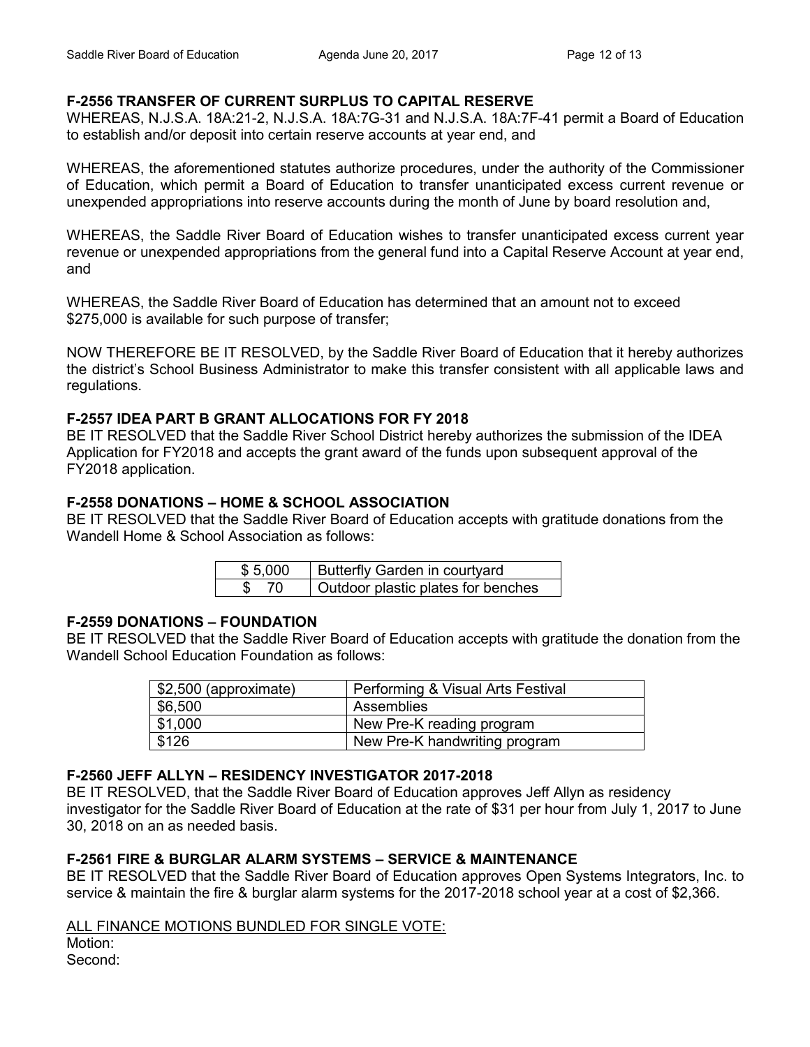### F-2556 TRANSFER OF CURRENT SURPLUS TO CAPITAL RESERVE

WHEREAS, N.J.S.A. 18A:21-2, N.J.S.A. 18A:7G-31 and N.J.S.A. 18A:7F-41 permit a Board of Education to establish and/or deposit into certain reserve accounts at year end, and

WHEREAS, the aforementioned statutes authorize procedures, under the authority of the Commissioner of Education, which permit a Board of Education to transfer unanticipated excess current revenue or unexpended appropriations into reserve accounts during the month of June by board resolution and,

WHEREAS, the Saddle River Board of Education wishes to transfer unanticipated excess current year revenue or unexpended appropriations from the general fund into a Capital Reserve Account at year end, and

WHEREAS, the Saddle River Board of Education has determined that an amount not to exceed $275,000 is available for such purpose of transfer;

NOW THEREFORE BE IT RESOLVED, by the Saddle River Board of Education that it hereby authorizes the district's School Business Administrator to make this transfer consistent with all applicable laws and regulations.

### F-2557 IDEA PART B GRANT ALLOCATIONS FOR FY 2018

BE IT RESOLVED that the Saddle River School District hereby authorizes the submission of the IDEA Application for FY2018 and accepts the grant award of the funds upon subsequent approval of the FY2018 application.

### F-2558 DONATIONS – HOME & SCHOOL ASSOCIATION

BE IT RESOLVED that the Saddle River Board of Education accepts with gratitude donations from the Wandell Home & School Association as follows:

| | |
|---|---|
| $ 5,000 | Butterfly Garden in courtyard |
| $ 70 | Outdoor plastic plates for benches |

### F-2559 DONATIONS – FOUNDATION

BE IT RESOLVED that the Saddle River Board of Education accepts with gratitude the donation from the Wandell School Education Foundation as follows:

| | |
|---|---|
| $2,500 (approximate) | Performing & Visual Arts Festival |
| $6,500 | Assemblies |
| $1,000 | New Pre-K reading program |
| $126 | New Pre-K handwriting program |

### F-2560 JEFF ALLYN – RESIDENCY INVESTIGATOR 2017-2018

BE IT RESOLVED, that the Saddle River Board of Education approves Jeff Allyn as residency investigator for the Saddle River Board of Education at the rate of $31 per hour from July 1, 2017 to June 30, 2018 on an as needed basis.

### F-2561 FIRE & BURGLAR ALARM SYSTEMS – SERVICE & MAINTENANCE

BE IT RESOLVED that the Saddle River Board of Education approves Open Systems Integrators, Inc. to service & maintain the fire & burglar alarm systems for the 2017-2018 school year at a cost of $2,366.

<u>ALL FINANCE MOTIONS BUNDLED FOR SINGLE VOTE:</u>

Motion:

Second: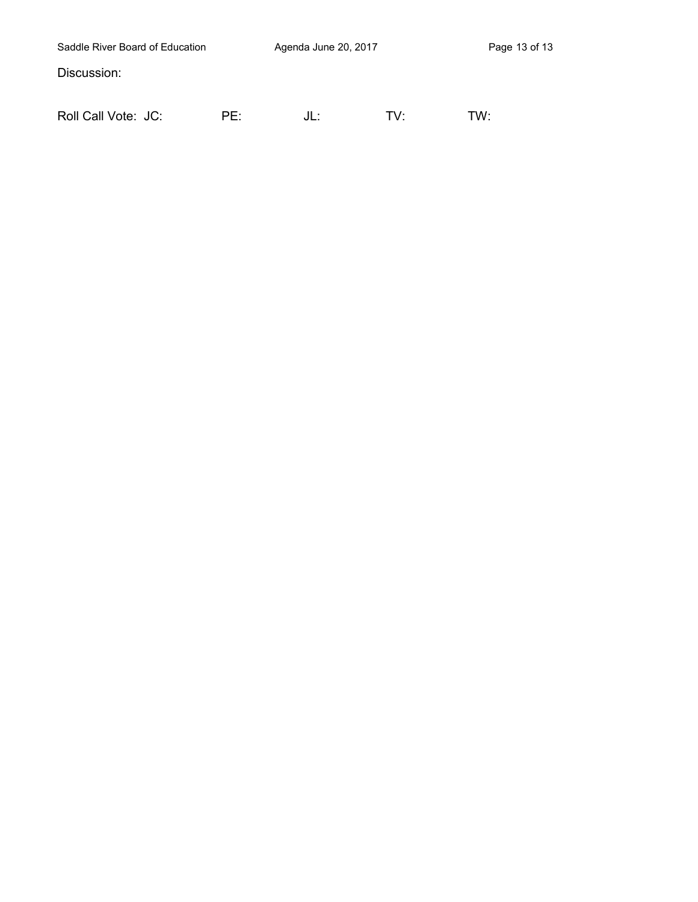Discussion:

Roll Call Vote: JC: PE: JL: TV: TW: